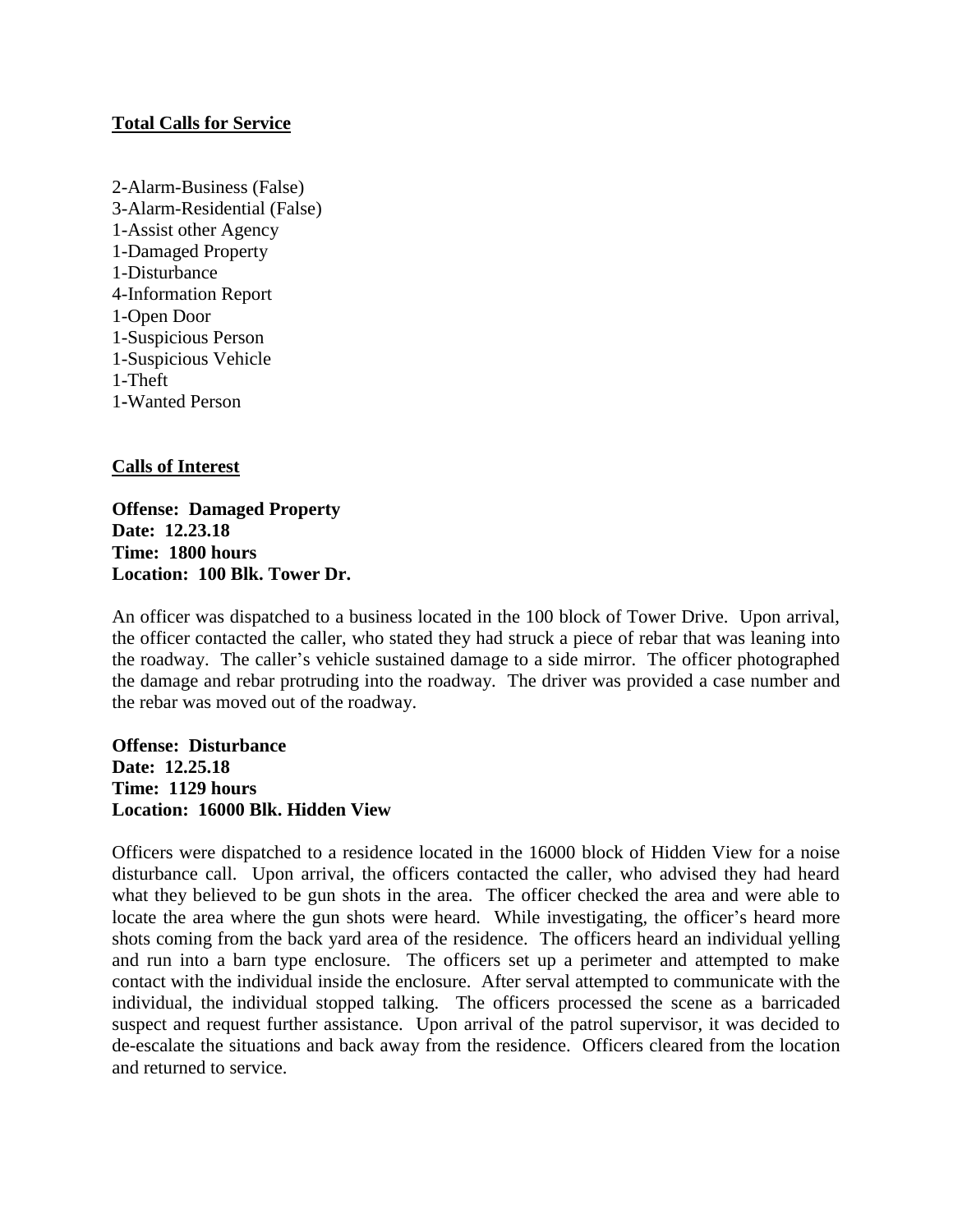## Total Calls for Service

2-Alarm-Business (False)
3-Alarm-Residential (False)
1-Assist other Agency
1-Damaged Property
1-Disturbance
4-Information Report
1-Open Door
1-Suspicious Person
1-Suspicious Vehicle
1-Theft
1-Wanted Person

## Calls of Interest

**Offense: Damaged Property**
**Date: 12.23.18**
**Time: 1800 hours**
**Location: 100 Blk. Tower Dr.**

An officer was dispatched to a business located in the 100 block of Tower Drive. Upon arrival, the officer contacted the caller, who stated they had struck a piece of rebar that was leaning into the roadway. The caller's vehicle sustained damage to a side mirror. The officer photographed the damage and rebar protruding into the roadway. The driver was provided a case number and the rebar was moved out of the roadway.

**Offense: Disturbance**
**Date: 12.25.18**
**Time: 1129 hours**
**Location: 16000 Blk. Hidden View**

Officers were dispatched to a residence located in the 16000 block of Hidden View for a noise disturbance call. Upon arrival, the officers contacted the caller, who advised they had heard what they believed to be gun shots in the area. The officer checked the area and were able to locate the area where the gun shots were heard. While investigating, the officer's heard more shots coming from the back yard area of the residence. The officers heard an individual yelling and run into a barn type enclosure. The officers set up a perimeter and attempted to make contact with the individual inside the enclosure. After serval attempted to communicate with the individual, the individual stopped talking. The officers processed the scene as a barricaded suspect and request further assistance. Upon arrival of the patrol supervisor, it was decided to de-escalate the situations and back away from the residence. Officers cleared from the location and returned to service.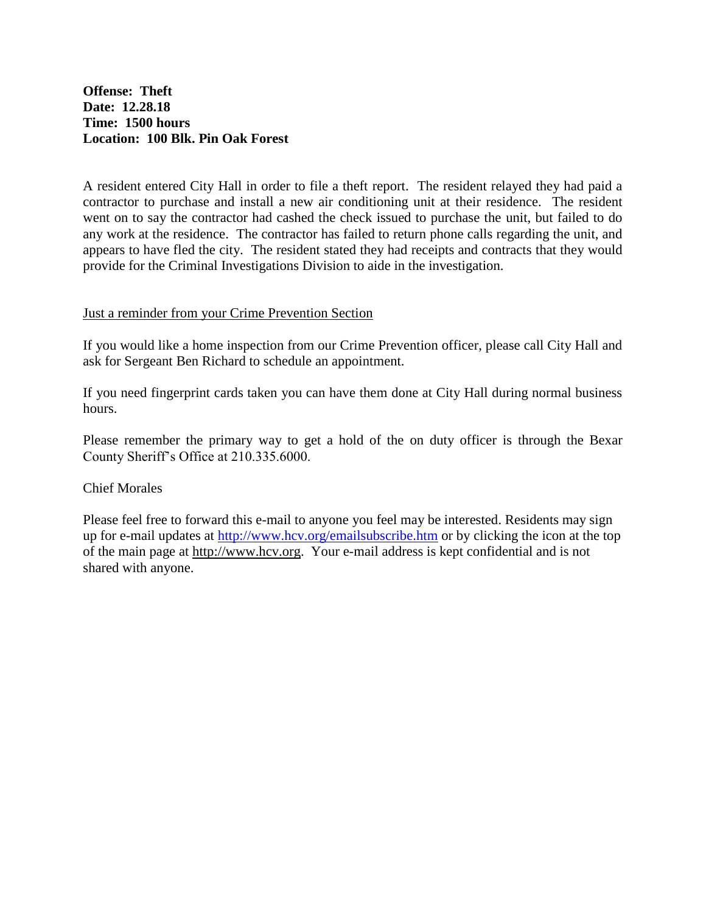**Offense: Theft**
**Date: 12.28.18**
**Time: 1500 hours**
**Location: 100 Blk. Pin Oak Forest**

A resident entered City Hall in order to file a theft report. The resident relayed they had paid a contractor to purchase and install a new air conditioning unit at their residence. The resident went on to say the contractor had cashed the check issued to purchase the unit, but failed to do any work at the residence. The contractor has failed to return phone calls regarding the unit, and appears to have fled the city. The resident stated they had receipts and contracts that they would provide for the Criminal Investigations Division to aide in the investigation.

Just a reminder from your Crime Prevention Section

If you would like a home inspection from our Crime Prevention officer, please call City Hall and ask for Sergeant Ben Richard to schedule an appointment.

If you need fingerprint cards taken you can have them done at City Hall during normal business hours.

Please remember the primary way to get a hold of the on duty officer is through the Bexar County Sheriff's Office at 210.335.6000.

Chief Morales

Please feel free to forward this e-mail to anyone you feel may be interested. Residents may sign up for e-mail updates at http://www.hcv.org/emailsubscribe.htm or by clicking the icon at the top of the main page at http://www.hcv.org. Your e-mail address is kept confidential and is not shared with anyone.